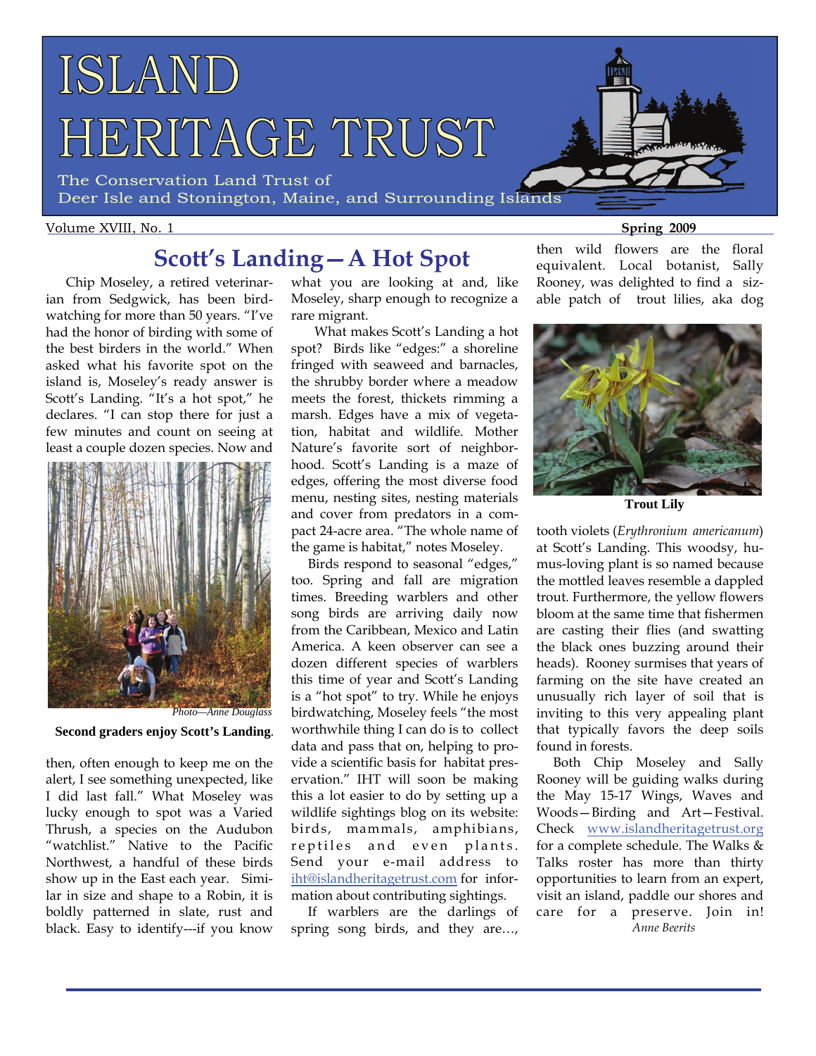# ISLAND HERITAGE TRUST

The Conservation Land Trust of Deer Isle and Stonington, Maine, and Surrounding Islands

Volume XVIII, No. 1 — Spring 2009

## Scott's Landing—A Hot Spot

Chip Moseley, a retired veterinarian from Sedgwick, has been birdwatching for more than 50 years. "I've had the honor of birding with some of the best birders in the world." When asked what his favorite spot on the island is, Moseley's ready answer is Scott's Landing. "It's a hot spot," he declares. "I can stop there for just a few minutes and count on seeing at least a couple dozen species. Now and then, often enough to keep me on the alert, I see something unexpected, like I did last fall." What Moseley was lucky enough to spot was a Varied Thrush, a species on the Audubon "watchlist." Native to the Pacific Northwest, a handful of these birds show up in the East each year. Similar in size and shape to a Robin, it is boldly patterned in slate, rust and black. Easy to identify---if you know what you are looking at and, like Moseley, sharp enough to recognize a rare migrant.

*Photo—Anne Douglass*

**Second graders enjoy Scott's Landing**.

What makes Scott's Landing a hot spot? Birds like "edges:" a shoreline fringed with seaweed and barnacles, the shrubby border where a meadow meets the forest, thickets rimming a marsh. Edges have a mix of vegetation, habitat and wildlife. Mother Nature's favorite sort of neighborhood. Scott's Landing is a maze of edges, offering the most diverse food menu, nesting sites, nesting materials and cover from predators in a compact 24-acre area. "The whole name of the game is habitat," notes Moseley.

Birds respond to seasonal "edges," too. Spring and fall are migration times. Breeding warblers and other song birds are arriving daily now from the Caribbean, Mexico and Latin America. A keen observer can see a dozen different species of warblers this time of year and Scott's Landing is a "hot spot" to try. While he enjoys birdwatching, Moseley feels "the most worthwhile thing I can do is to collect data and pass that on, helping to provide a scientific basis for habitat preservation." IHT will soon be making this a lot easier to do by setting up a wildlife sightings blog on its website: birds, mammals, amphibians, reptiles and even plants. Send your e-mail address to iht@islandheritagetrust.com for information about contributing sightings.

If warblers are the darlings of spring song birds, and they are…, then wild flowers are the floral equivalent. Local botanist, Sally Rooney, was delighted to find a sizable patch of trout lilies, aka dog tooth violets (*Erythronium americanum*) at Scott's Landing. This woodsy, humus-loving plant is so named because the mottled leaves resemble a dappled trout. Furthermore, the yellow flowers bloom at the same time that fishermen are casting their flies (and swatting the black ones buzzing around their heads). Rooney surmises that years of farming on the site have created an unusually rich layer of soil that is inviting to this very appealing plant that typically favors the deep soils found in forests.

**Trout Lily**

Both Chip Moseley and Sally Rooney will be guiding walks during the May 15-17 Wings, Waves and Woods—Birding and Art—Festival. Check www.islandheritagetrust.org for a complete schedule. The Walks & Talks roster has more than thirty opportunities to learn from an expert, visit an island, paddle our shores and care for a preserve. Join in!

*Anne Beerits*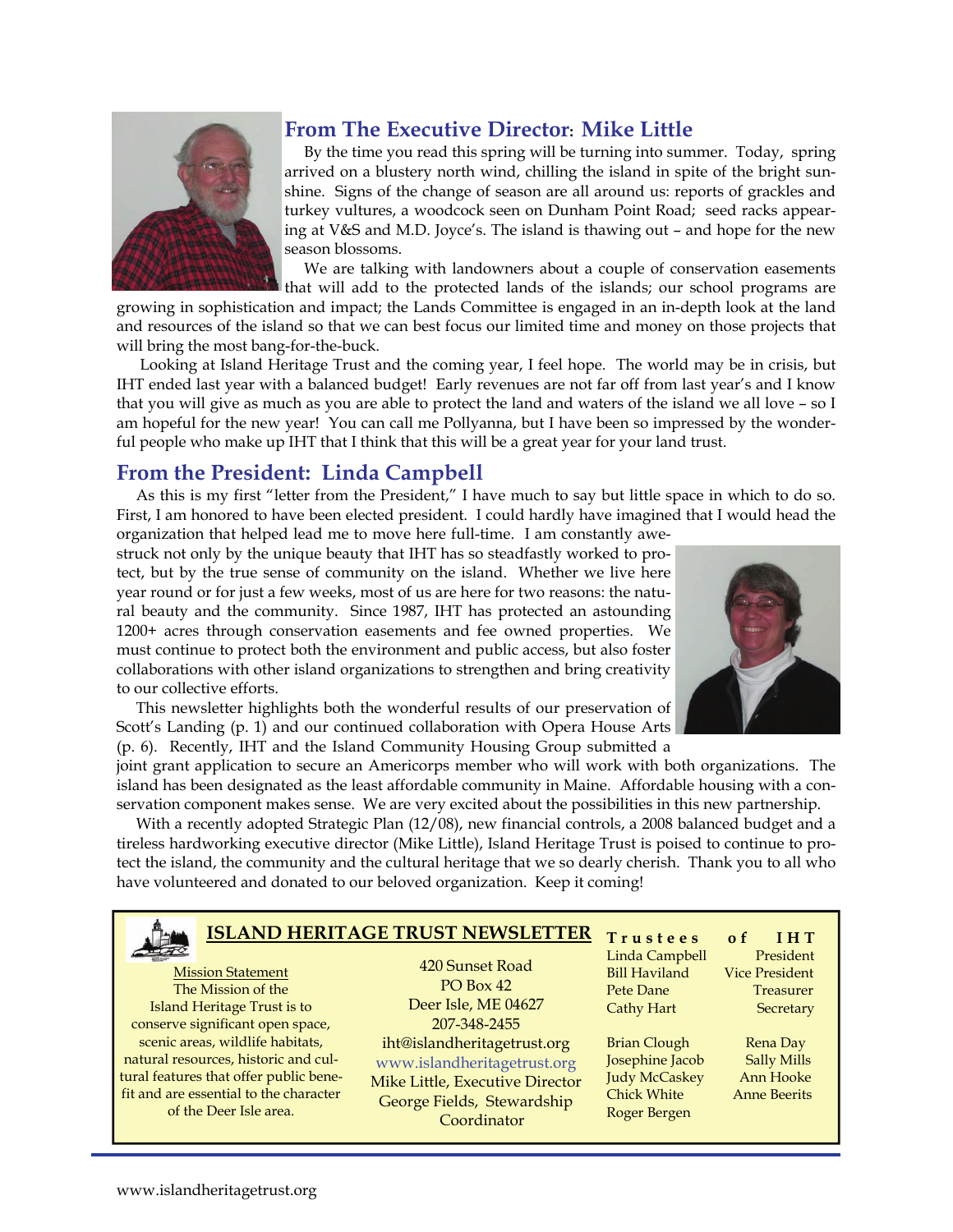## From The Executive Director: Mike Little

By the time you read this spring will be turning into summer. Today, spring arrived on a blustery north wind, chilling the island in spite of the bright sunshine. Signs of the change of season are all around us: reports of grackles and turkey vultures, a woodcock seen on Dunham Point Road; seed racks appearing at V&S and M.D. Joyce's. The island is thawing out – and hope for the new season blossoms.

We are talking with landowners about a couple of conservation easements that will add to the protected lands of the islands; our school programs are growing in sophistication and impact; the Lands Committee is engaged in an in-depth look at the land and resources of the island so that we can best focus our limited time and money on those projects that will bring the most bang-for-the-buck.

Looking at Island Heritage Trust and the coming year, I feel hope. The world may be in crisis, but IHT ended last year with a balanced budget! Early revenues are not far off from last year's and I know that you will give as much as you are able to protect the land and waters of the island we all love – so I am hopeful for the new year! You can call me Pollyanna, but I have been so impressed by the wonderful people who make up IHT that I think that this will be a great year for your land trust.

## From the President: Linda Campbell

As this is my first "letter from the President," I have much to say but little space in which to do so. First, I am honored to have been elected president. I could hardly have imagined that I would head the organization that helped lead me to move here full-time. I am constantly awestruck not only by the unique beauty that IHT has so steadfastly worked to protect, but by the true sense of community on the island. Whether we live here year round or for just a few weeks, most of us are here for two reasons: the natural beauty and the community. Since 1987, IHT has protected an astounding 1200+ acres through conservation easements and fee owned properties. We must continue to protect both the environment and public access, but also foster collaborations with other island organizations to strengthen and bring creativity to our collective efforts.

This newsletter highlights both the wonderful results of our preservation of Scott's Landing (p. 1) and our continued collaboration with Opera House Arts (p. 6). Recently, IHT and the Island Community Housing Group submitted a joint grant application to secure an Americorps member who will work with both organizations. The island has been designated as the least affordable community in Maine. Affordable housing with a conservation component makes sense. We are very excited about the possibilities in this new partnership.

With a recently adopted Strategic Plan (12/08), new financial controls, a 2008 balanced budget and a tireless hardworking executive director (Mike Little), Island Heritage Trust is poised to continue to protect the island, the community and the cultural heritage that we so dearly cherish. Thank you to all who have volunteered and donated to our beloved organization. Keep it coming!

---

### ISLAND HERITAGE TRUST NEWSLETTER

Mission Statement
The Mission of the Island Heritage Trust is to conserve significant open space, scenic areas, wildlife habitats, natural resources, historic and cultural features that offer public benefit and are essential to the character of the Deer Isle area.

420 Sunset Road
PO Box 42
Deer Isle, ME 04627
207-348-2455
iht@islandheritagetrust.org
www.islandheritagetrust.org
Mike Little, Executive Director
George Fields, Stewardship Coordinator

**Trustees of IHT**

| | |
|---|---|
| Linda Campbell | President |
| Bill Haviland | Vice President |
| Pete Dane | Treasurer |
| Cathy Hart | Secretary |
| Brian Clough | Rena Day |
| Josephine Jacob | Sally Mills |
| Judy McCaskey | Ann Hooke |
| Chick White | Anne Beerits |
| Roger Bergen | |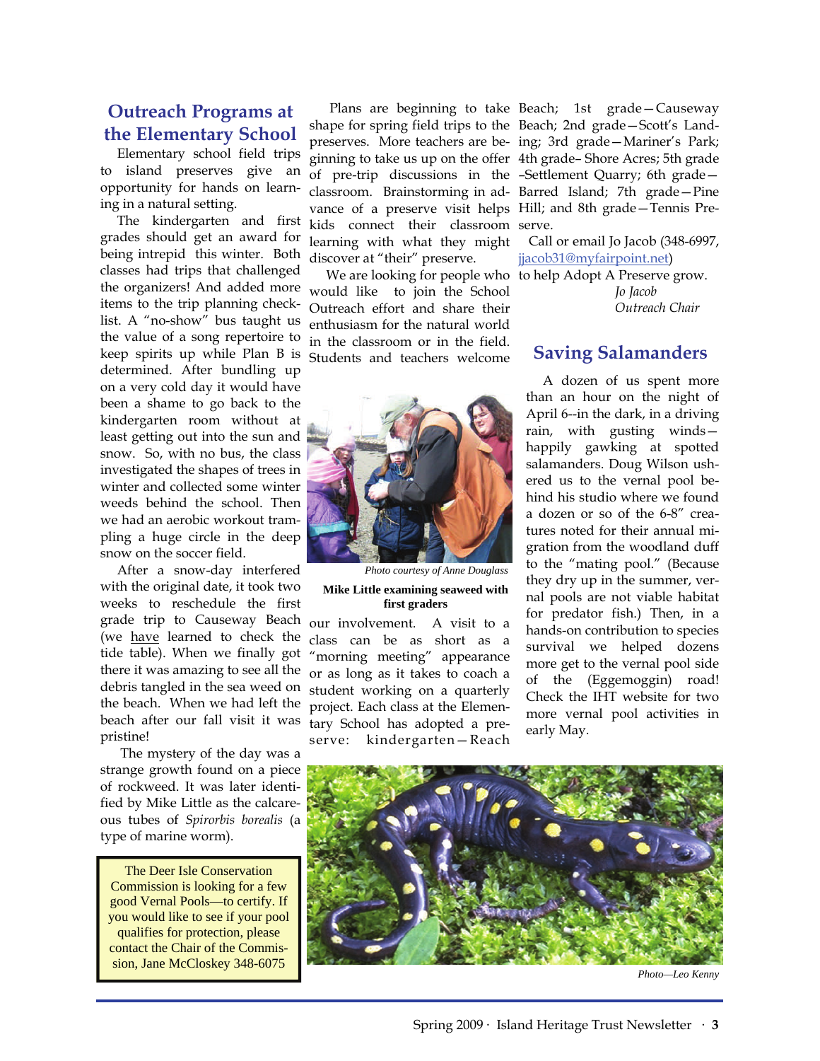## Outreach Programs at the Elementary School

Elementary school field trips to island preserves give an opportunity for hands on learning in a natural setting.

The kindergarten and first grades should get an award for being intrepid this winter. Both classes had trips that challenged the organizers! And added more items to the trip planning checklist. A "no-show" bus taught us the value of a song repertoire to keep spirits up while Plan B is determined. After bundling up on a very cold day it would have been a shame to go back to the kindergarten room without at least getting out into the sun and snow. So, with no bus, the class investigated the shapes of trees in winter and collected some winter weeds behind the school. Then we had an aerobic workout trampling a huge circle in the deep snow on the soccer field.

After a snow-day interfered with the original date, it took two weeks to reschedule the first grade trip to Causeway Beach (we have learned to check the tide table). When we finally got there it was amazing to see all the debris tangled in the sea weed on the beach. When we had left the beach after our fall visit it was pristine!

The mystery of the day was a strange growth found on a piece of rockweed. It was later identified by Mike Little as the calcareous tubes of *Spirorbis borealis* (a type of marine worm).

Plans are beginning to take shape for spring field trips to the preserves. More teachers are beginning to take us up on the offer of pre-trip discussions in the classroom. Brainstorming in advance of a preserve visit helps kids connect their classroom learning with what they might discover at "their" preserve.

We are looking for people who would like to join the School Outreach effort and share their enthusiasm for the natural world in the classroom or in the field. Students and teachers welcome our involvement. A visit to a class can be as short as a "morning meeting" appearance or as long as it takes to coach a student working on a quarterly project. Each class at the Elementary School has adopted a preserve: kindergarten—Reach Beach; 1st grade—Causeway Beach; 2nd grade—Scott's Landing; 3rd grade—Mariner's Park; 4th grade– Shore Acres; 5th grade –Settlement Quarry; 6th grade—Barred Island; 7th grade—Pine Hill; and 8th grade—Tennis Preserve.

*Photo courtesy of Anne Douglass*

**Mike Little examining seaweed with first graders**

Call or email Jo Jacob (348-6997, jjacob31@myfairpoint.net) to help Adopt A Preserve grow.

*Jo Jacob*
*Outreach Chair*

> The Deer Isle Conservation Commission is looking for a few good Vernal Pools—to certify. If you would like to see if your pool qualifies for protection, please contact the Chair of the Commission, Jane McCloskey 348-6075

## Saving Salamanders

A dozen of us spent more than an hour on the night of April 6--in the dark, in a driving rain, with gusting winds—happily gawking at spotted salamanders. Doug Wilson ushered us to the vernal pool behind his studio where we found a dozen or so of the 6-8" creatures noted for their annual migration from the woodland duff to the "mating pool." (Because they dry up in the summer, vernal pools are not viable habitat for predator fish.) Then, in a hands-on contribution to species survival we helped dozens more get to the vernal pool side of the (Eggemoggin) road! Check the IHT website for two more vernal pool activities in early May.

*Photo—Leo Kenny*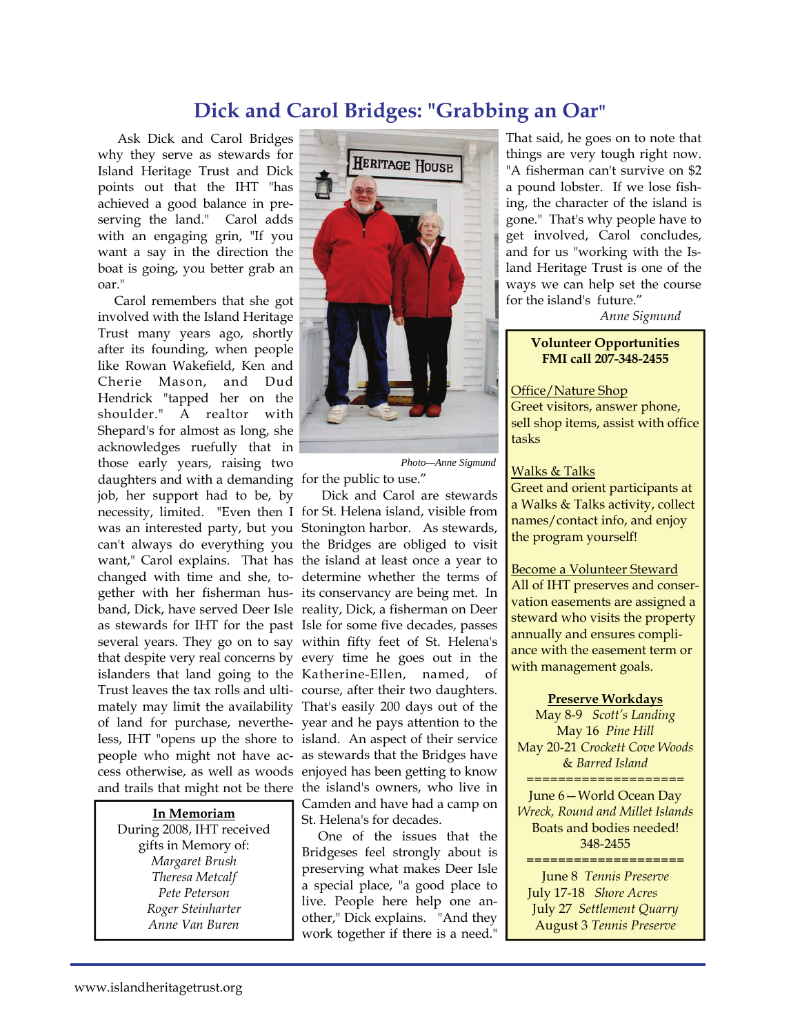# Dick and Carol Bridges: "Grabbing an Oar"

Ask Dick and Carol Bridges why they serve as stewards for Island Heritage Trust and Dick points out that the IHT "has achieved a good balance in preserving the land." Carol adds with an engaging grin, "If you want a say in the direction the boat is going, you better grab an oar."

Carol remembers that she got involved with the Island Heritage Trust many years ago, shortly after its founding, when people like Rowan Wakefield, Ken and Cherie Mason, and Dud Hendrick "tapped her on the shoulder." A realtor with Shepard's for almost as long, she acknowledges ruefully that in those early years, raising two daughters and with a demanding job, her support had to be, by necessity, limited. "Even then I was an interested party, but you can't always do everything you want," Carol explains. That has changed with time and she, together with her fisherman husband, Dick, have served Deer Isle as stewards for IHT for the past several years. They go on to say that despite very real concerns by islanders that land going to the Trust leaves the tax rolls and ultimately may limit the availability of land for purchase, nevertheless, IHT "opens up the shore to people who might not have access otherwise, as well as woods and trails that might not be there for the public to use."

*Photo—Anne Sigmund*

Dick and Carol are stewards for St. Helena island, visible from Stonington harbor. As stewards, the Bridges are obliged to visit the island at least once a year to determine whether the terms of its conservancy are being met. In reality, Dick, a fisherman on Deer Isle for some five decades, passes within fifty feet of St. Helena's every time he goes out in the Katherine-Ellen, named, of course, after their two daughters. That's easily 200 days out of the year and he pays attention to the island. An aspect of their service as stewards that the Bridges have enjoyed has been getting to know the island's owners, who live in Camden and have had a camp on St. Helena's for decades.

One of the issues that the Bridgeses feel strongly about is preserving what makes Deer Isle a special place, "a good place to live. People here help one another," Dick explains. "And they work together if there is a need." That said, he goes on to note that things are very tough right now. "A fisherman can't survive on $2 a pound lobster. If we lose fishing, the character of the island is gone." That's why people have to get involved, Carol concludes, and for us "working with the Island Heritage Trust is one of the ways we can help set the course for the island's future."

*Anne Sigmund*

**In Memoriam**

During 2008, IHT received gifts in Memory of:
*Margaret Brush*
*Theresa Metcalf*
*Pete Peterson*
*Roger Steinharter*
*Anne Van Buren*

**Volunteer Opportunities**
**FMI call 207-348-2455**

Office/Nature Shop
Greet visitors, answer phone, sell shop items, assist with office tasks

Walks & Talks
Greet and orient participants at a Walks & Talks activity, collect names/contact info, and enjoy the program yourself!

Become a Volunteer Steward
All of IHT preserves and conservation easements are assigned a steward who visits the property annually and ensures compliance with the easement term or with management goals.

**Preserve Workdays**
May 8-9 *Scott's Landing*
May 16 *Pine Hill*
May 20-21 *Crockett Cove Woods & Barred Island*

====================

June 6—World Ocean Day
*Wreck, Round and Millet Islands*
Boats and bodies needed!
348-2455

====================

June 8 *Tennis Preserve*
July 17-18 *Shore Acres*
July 27 *Settlement Quarry*
August 3 *Tennis Preserve*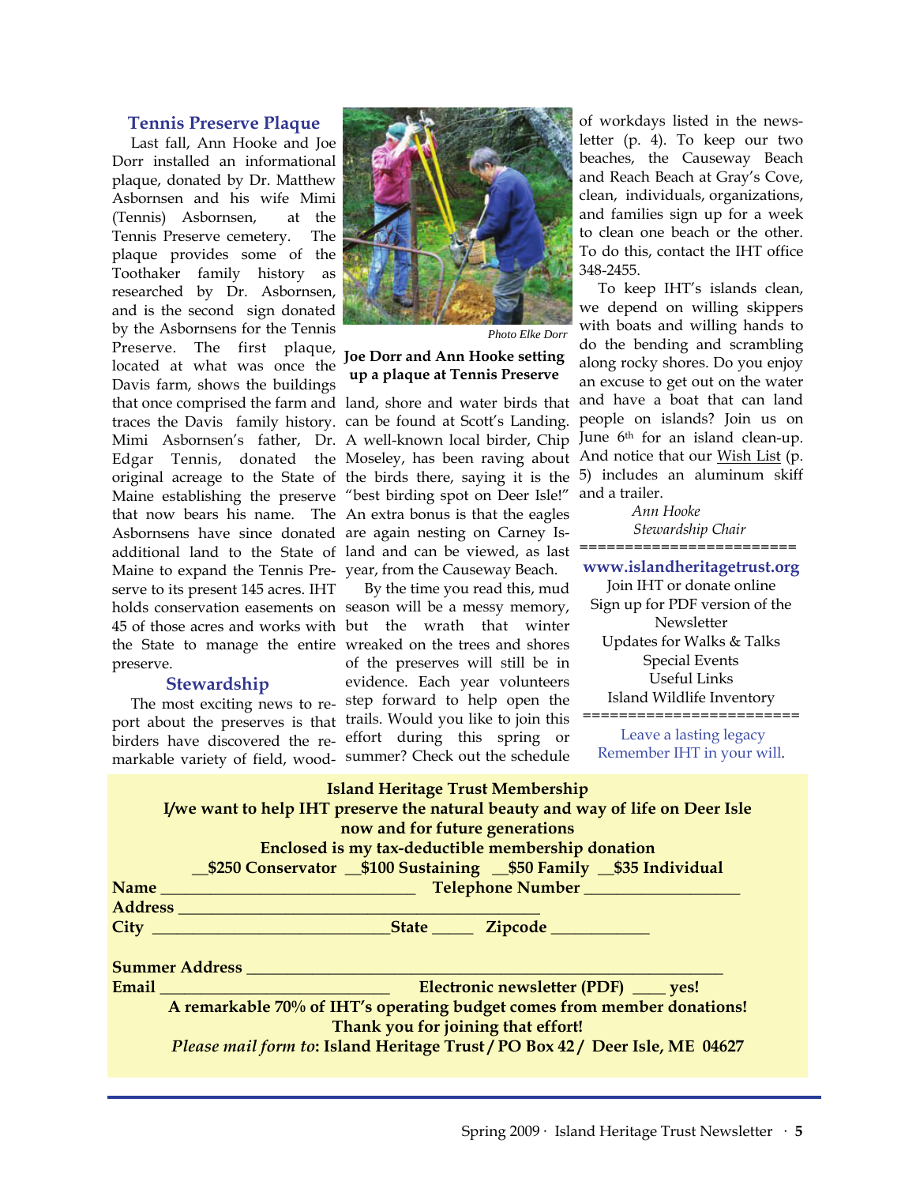## Tennis Preserve Plaque

Last fall, Ann Hooke and Joe Dorr installed an informational plaque, donated by Dr. Matthew Asbornsen and his wife Mimi (Tennis) Asbornsen, at the Tennis Preserve cemetery. The plaque provides some of the Toothaker family history as researched by Dr. Asbornsen, and is the second sign donated by the Asbornsens for the Tennis Preserve. The first plaque, located at what was once the Davis farm, shows the buildings that once comprised the farm and traces the Davis family history. Mimi Asbornsen's father, Dr. Edgar Tennis, donated the original acreage to the State of Maine establishing the preserve that now bears his name. The Asbornsens have since donated additional land to the State of Maine to expand the Tennis Preserve to its present 145 acres. IHT holds conservation easements on 45 of those acres and works with the State to manage the entire preserve.

Photo Elke Dorr

**Joe Dorr and Ann Hooke setting up a plaque at Tennis Preserve**

## Stewardship

The most exciting news to report about the preserves is that birders have discovered the remarkable variety of field, woodland, shore and water birds that can be found at Scott's Landing. A well-known local birder, Chip Moseley, has been raving about the birds there, saying it is the "best birding spot on Deer Isle!" An extra bonus is that the eagles are again nesting on Carney Island and can be viewed, as last year, from the Causeway Beach.

By the time you read this, mud season will be a messy memory, but the wrath that winter wreaked on the trees and shores of the preserves will still be in evidence. Each year volunteers step forward to help open the trails. Would you like to join this effort during this spring or summer? Check out the schedule of workdays listed in the newsletter (p. 4). To keep our two beaches, the Causeway Beach and Reach Beach at Gray's Cove, clean, individuals, organizations, and families sign up for a week to clean one beach or the other. To do this, contact the IHT office 348-2455.

To keep IHT's islands clean, we depend on willing skippers with boats and willing hands to do the bending and scrambling along rocky shores. Do you enjoy an excuse to get out on the water and have a boat that can land people on islands? Join us on June 6th for an island clean-up. And notice that our Wish List (p. 5) includes an aluminum skiff and a trailer.

*Ann Hooke*
*Stewardship Chair*

---

**www.islandheritagetrust.org**

Join IHT or donate online
Sign up for PDF version of the Newsletter
Updates for Walks & Talks
Special Events
Useful Links
Island Wildlife Inventory

---

Leave a lasting legacy
Remember IHT in your will.

---

**Island Heritage Trust Membership**

***I/we want to help IHT preserve the natural beauty and way of life on Deer Isle now and for future generations***

**Enclosed is my tax-deductible membership donation**

**__$250 Conservator __$100 Sustaining __$50 Family __$35 Individual**

**Name** ______________________________ **Telephone Number** __________________

**Address** ____________________________________________

**City** ____________________________**State** _____ **Zipcode** ___________

**Summer Address** ________________________________________________________

**Email** ___________________________ **Electronic newsletter (PDF)** ____ **yes!**

**A remarkable 70% of IHT's operating budget comes from member donations!**

**Thank you for joining that effort!**

*Please mail form to*: **Island Heritage Trust / PO Box 42 / Deer Isle, ME 04627**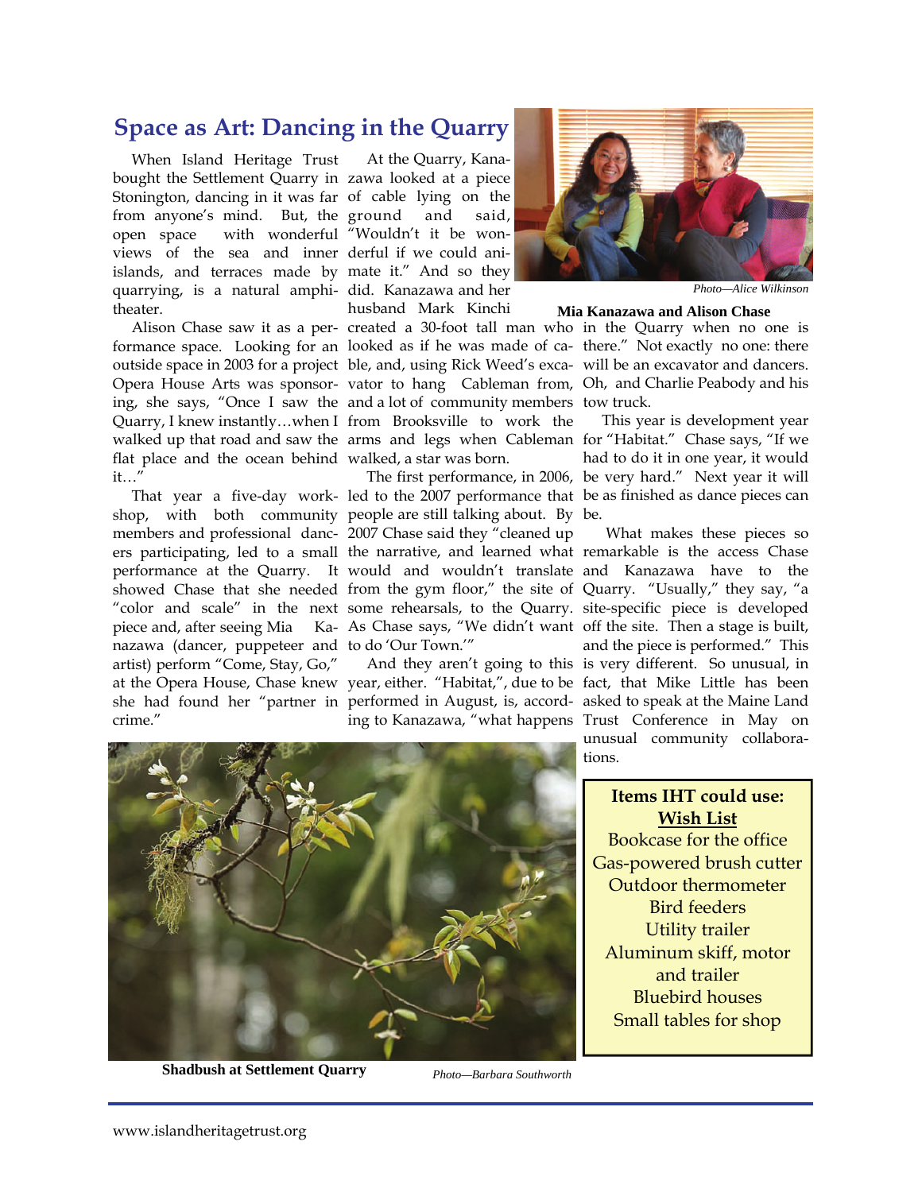## Space as Art: Dancing in the Quarry

When Island Heritage Trust bought the Settlement Quarry in Stonington, dancing in it was far from anyone's mind. But, the open space with wonderful views of the sea and inner islands, and terraces made by quarrying, is a natural amphitheater.

Alison Chase saw it as a performance space. Looking for an outside space in 2003 for a project Opera House Arts was sponsoring, she says, "Once I saw the Quarry, I knew instantly…when I walked up that road and saw the flat place and the ocean behind it…"

That year a five-day workshop, with both community members and professional dancers participating, led to a small performance at the Quarry. It showed Chase that she needed "color and scale" in the next piece and, after seeing Mia Kanazawa (dancer, puppeteer and artist) perform "Come, Stay, Go," at the Opera House, Chase knew she had found her "partner in crime."

At the Quarry, Kanazawa looked at a piece of cable lying on the ground and said, "Wouldn't it be wonderful if we could animate it." And so they did. Kanazawa and her husband Mark Kinchi created a 30-foot tall man who looked as if he was made of cable, and, using Rick Weed's excavator to hang Cableman from, and a lot of community members from Brooksville to work the arms and legs when Cableman walked, a star was born.

The first performance, in 2006, led to the 2007 performance that people are still talking about. By 2007 Chase said they "cleaned up the narrative, and learned what would and wouldn't translate from the gym floor," the site of some rehearsals, to the Quarry. As Chase says, "We didn't want to do 'Our Town.'"

And they aren't going to this year, either. "Habitat,", due to be performed in August, is, according to Kanazawa, "what happens in the Quarry when no one is there." Not exactly no one: there will be an excavator and dancers. Oh, and Charlie Peabody and his tow truck.

*Photo—Alice Wilkinson*

**Mia Kanazawa and Alison Chase**

This year is development year for "Habitat." Chase says, "If we had to do it in one year, it would be very hard." Next year it will be as finished as dance pieces can be.

What makes these pieces so remarkable is the access Chase and Kanazawa have to the Quarry. "Usually," they say, "a site-specific piece is developed off the site. Then a stage is built, and the piece is performed." This is very different. So unusual, in fact, that Mike Little has been asked to speak at the Maine Land Trust Conference in May on unusual community collaborations.

**Shadbush at Settlement Quarry**

*Photo—Barbara Southworth*

**Items IHT could use:**
**Wish List**

Bookcase for the office
Gas-powered brush cutter
Outdoor thermometer
Bird feeders
Utility trailer
Aluminum skiff, motor and trailer
Bluebird houses
Small tables for shop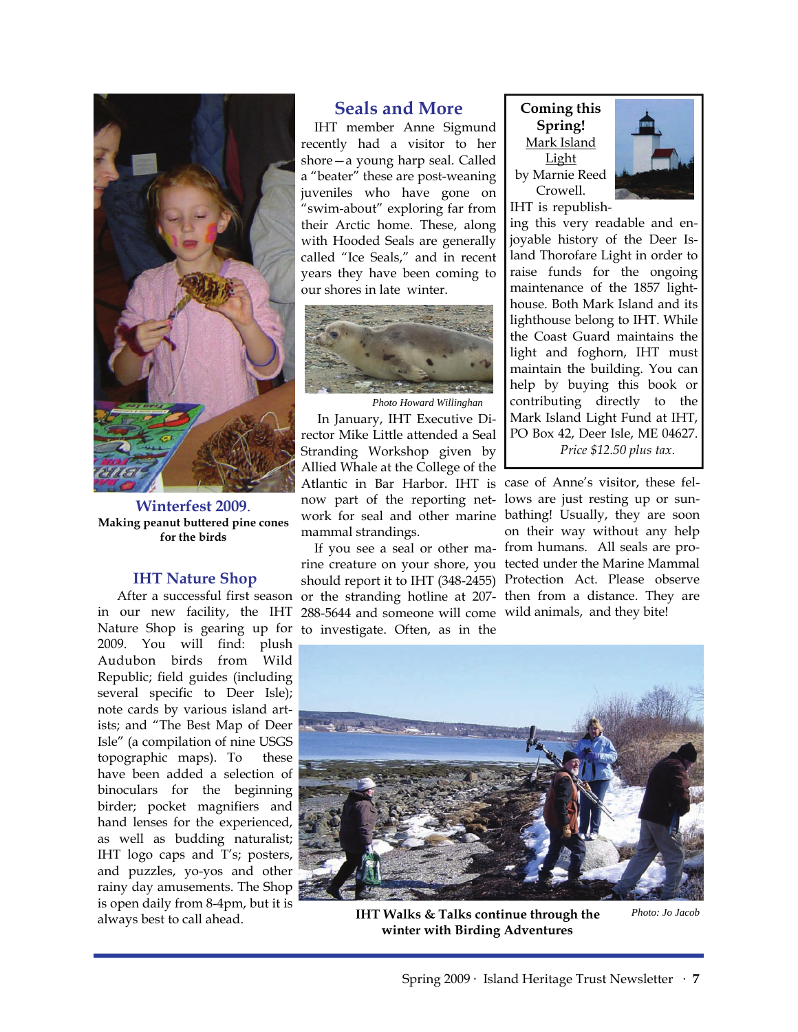**Winterfest 2009.**
**Making peanut buttered pine cones for the birds**

## IHT Nature Shop

After a successful first season in our new facility, the IHT Nature Shop is gearing up for 2009. You will find: plush Audubon birds from Wild Republic; field guides (including several specific to Deer Isle); note cards by various island artists; and "The Best Map of Deer Isle" (a compilation of nine USGS topographic maps). To these have been added a selection of binoculars for the beginning birder; pocket magnifiers and hand lenses for the experienced, as well as budding naturalist; IHT logo caps and T's; posters, and puzzles, yo-yos and other rainy day amusements. The Shop is open daily from 8-4pm, but it is always best to call ahead.

## Seals and More

IHT member Anne Sigmund recently had a visitor to her shore—a young harp seal. Called a "beater" these are post-weaning juveniles who have gone on "swim-about" exploring far from their Arctic home. These, along with Hooded Seals are generally called "Ice Seals," and in recent years they have been coming to our shores in late winter.

*Photo Howard Willinghan*

In January, IHT Executive Director Mike Little attended a Seal Stranding Workshop given by Allied Whale at the College of the Atlantic in Bar Harbor. IHT is now part of the reporting network for seal and other marine mammal strandings.

If you see a seal or other marine creature on your shore, you should report it to IHT (348-2455) or the stranding hotline at 207-288-5644 and someone will come to investigate. Often, as in the case of Anne's visitor, these fellows are just resting up or sunbathing! Usually, they are soon on their way without any help from humans. All seals are protected under the Marine Mammal Protection Act. Please observe then from a distance. They are wild animals, and they bite!

**Coming this Spring!**
Mark Island Light
by Marnie Reed Crowell.

IHT is republishing this very readable and enjoyable history of the Deer Island Thorofare Light in order to raise funds for the ongoing maintenance of the 1857 lighthouse. Both Mark Island and its lighthouse belong to IHT. While the Coast Guard maintains the light and foghorn, IHT must maintain the building. You can help by buying this book or contributing directly to the Mark Island Light Fund at IHT, PO Box 42, Deer Isle, ME 04627.

*Price $12.50 plus tax.*

**IHT Walks & Talks continue through the winter with Birding Adventures** *Photo: Jo Jacob*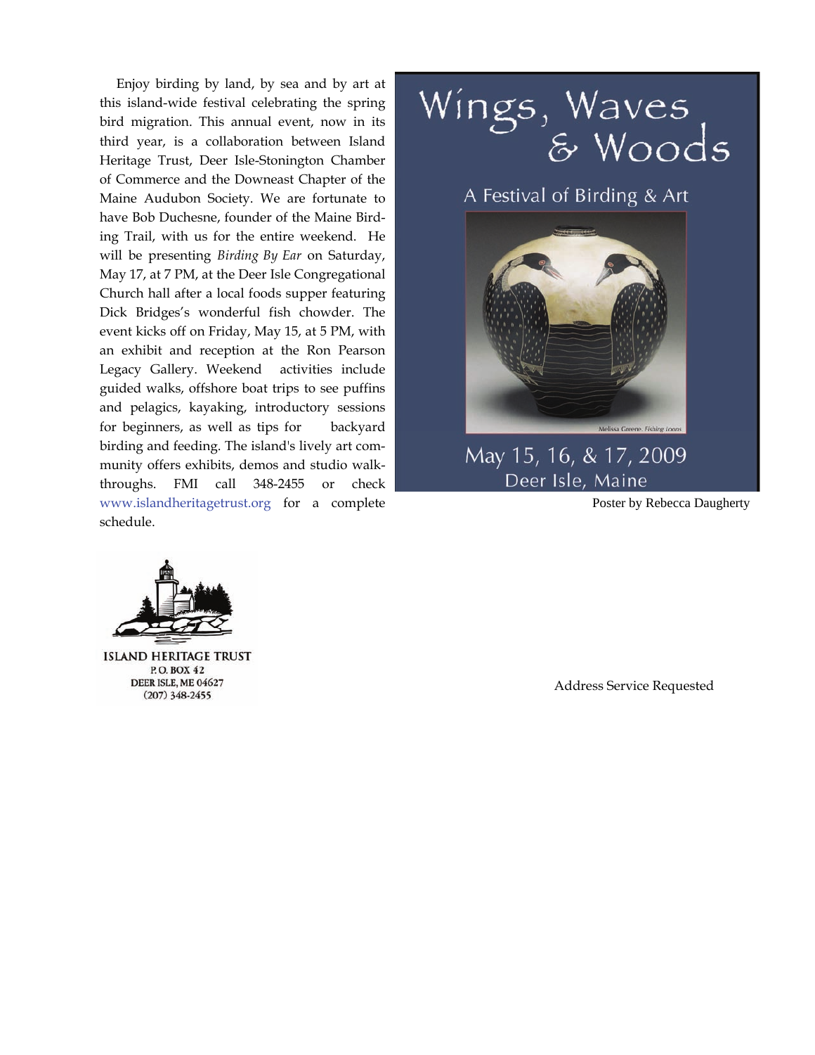Enjoy birding by land, by sea and by art at this island-wide festival celebrating the spring bird migration. This annual event, now in its third year, is a collaboration between Island Heritage Trust, Deer Isle-Stonington Chamber of Commerce and the Downeast Chapter of the Maine Audubon Society. We are fortunate to have Bob Duchesne, founder of the Maine Birding Trail, with us for the entire weekend. He will be presenting *Birding By Ear* on Saturday, May 17, at 7 PM, at the Deer Isle Congregational Church hall after a local foods supper featuring Dick Bridges's wonderful fish chowder. The event kicks off on Friday, May 15, at 5 PM, with an exhibit and reception at the Ron Pearson Legacy Gallery. Weekend activities include guided walks, offshore boat trips to see puffins and pelagics, kayaking, introductory sessions for beginners, as well as tips for backyard birding and feeding. The island's lively art community offers exhibits, demos and studio walk-throughs. FMI call 348-2455 or check www.islandheritagetrust.org for a complete schedule.

# Wings, Waves & Woods

## A Festival of Birding & Art

Melissa Greene, Fishing loons

May 15, 16, & 17, 2009

Deer Isle, Maine

Poster by Rebecca Daugherty

**ISLAND HERITAGE TRUST**
P.O. BOX 42
DEER ISLE, ME 04627
(207) 348-2455

Address Service Requested